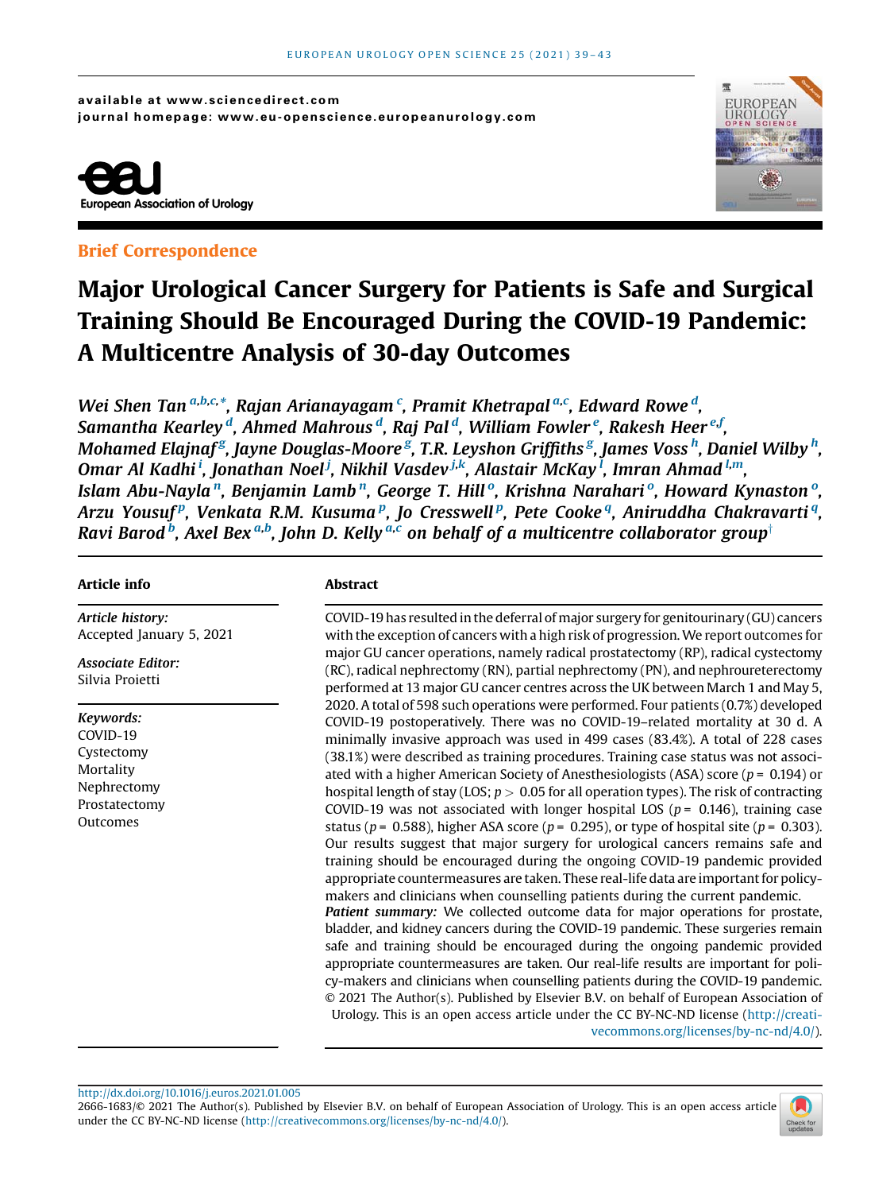available at www.sciencedirect.com
journal homepage: www.eu-openscience.europeanurology.com

European Association of Urology

**Brief Correspondence**

# Major Urological Cancer Surgery for Patients is Safe and Surgical Training Should Be Encouraged During the COVID-19 Pandemic: A Multicentre Analysis of 30-day Outcomes

*Wei Shen Tan [a,b,c,*], Rajan Arianayagam [c], Pramit Khetrapal [a,c], Edward Rowe [d], Samantha Kearley [d], Ahmed Mahrous [d], Raj Pal [d], William Fowler [e], Rakesh Heer [e,f], Mohamed Elajnaf [g], Jayne Douglas-Moore [g], T.R. Leyshon Griffiths [g], James Voss [h], Daniel Wilby [h], Omar Al Kadhi [i], Jonathan Noel [j], Nikhil Vasdev [j,k], Alastair McKay [l], Imran Ahmad [l,m], Islam Abu-Nayla [n], Benjamin Lamb [n], George T. Hill [o], Krishna Narahari [o], Howard Kynaston [o], Arzu Yousuf [p], Venkata R.M. Kusuma [p], Jo Cresswell [p], Pete Cooke [q], Aniruddha Chakravarti [q], Ravi Barod [b], Axel Bex [a,b], John D. Kelly [a,c] on behalf of a multicentre collaborator group[†]*

**Article info**

*Article history:*
Accepted January 5, 2021

*Associate Editor:*
Silvia Proietti

*Keywords:*
COVID-19
Cystectomy
Mortality
Nephrectomy
Prostatectomy
Outcomes

**Abstract**

COVID-19 has resulted in the deferral of major surgery for genitourinary (GU) cancers with the exception of cancers with a high risk of progression. We report outcomes for major GU cancer operations, namely radical prostatectomy (RP), radical cystectomy (RC), radical nephrectomy (RN), partial nephrectomy (PN), and nephroureterectomy performed at 13 major GU cancer centres across the UK between March 1 and May 5, 2020. A total of 598 such operations were performed. Four patients (0.7%) developed COVID-19 postoperatively. There was no COVID-19–related mortality at 30 d. A minimally invasive approach was used in 499 cases (83.4%). A total of 228 cases (38.1%) were described as training procedures. Training case status was not associated with a higher American Society of Anesthesiologists (ASA) score ($p$ = 0.194) or hospital length of stay (LOS; $p > 0.05$ for all operation types). The risk of contracting COVID-19 was not associated with longer hospital LOS ($p$ = 0.146), training case status ($p$ = 0.588), higher ASA score ($p$ = 0.295), or type of hospital site ($p$ = 0.303). Our results suggest that major surgery for urological cancers remains safe and training should be encouraged during the ongoing COVID-19 pandemic provided appropriate countermeasures are taken. These real-life data are important for policy-makers and clinicians when counselling patients during the current pandemic.

*Patient summary:* We collected outcome data for major operations for prostate, bladder, and kidney cancers during the COVID-19 pandemic. These surgeries remain safe and training should be encouraged during the ongoing pandemic provided appropriate countermeasures are taken. Our real-life results are important for policy-makers and clinicians when counselling patients during the COVID-19 pandemic.

© 2021 The Author(s). Published by Elsevier B.V. on behalf of European Association of Urology. This is an open access article under the CC BY-NC-ND license (http://creativecommons.org/licenses/by-nc-nd/4.0/).

http://dx.doi.org/10.1016/j.euros.2021.01.005
2666-1683/© 2021 The Author(s). Published by Elsevier B.V. on behalf of European Association of Urology. This is an open access article under the CC BY-NC-ND license (http://creativecommons.org/licenses/by-nc-nd/4.0/).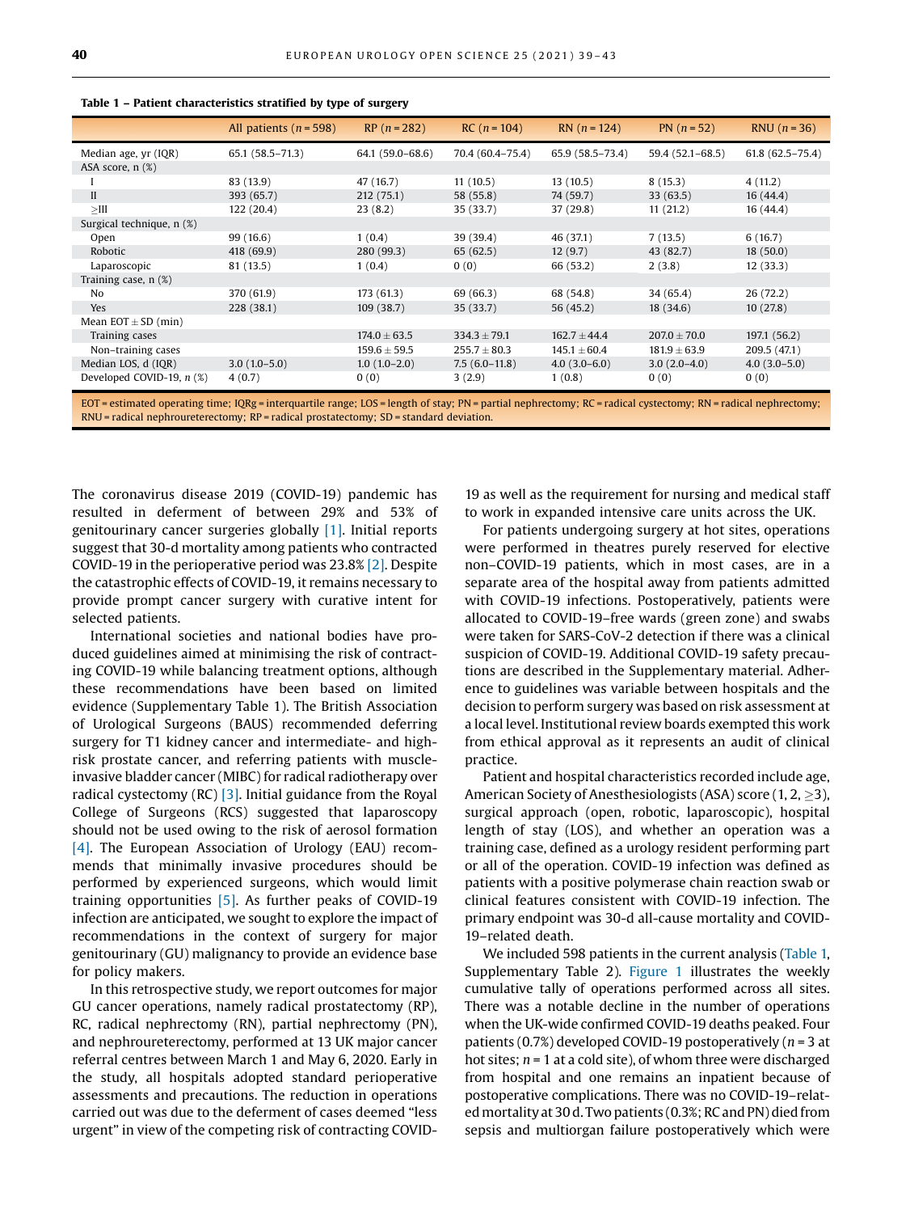**Table 1 – Patient characteristics stratified by type of surgery**

| | All patients (n = 598) | RP (n = 282) | RC (n = 104) | RN (n = 124) | PN (n = 52) | RNU (n = 36) |
|---|---|---|---|---|---|---|
| Median age, yr (IQR) | 65.1 (58.5–71.3) | 64.1 (59.0–68.6) | 70.4 (60.4–75.4) | 65.9 (58.5–73.4) | 59.4 (52.1–68.5) | 61.8 (62.5–75.4) |
| ASA score, n (%) | | | | | | |
| I | 83 (13.9) | 47 (16.7) | 11 (10.5) | 13 (10.5) | 8 (15.3) | 4 (11.2) |
| II | 393 (65.7) | 212 (75.1) | 58 (55.8) | 74 (59.7) | 33 (63.5) | 16 (44.4) |
| ≥III | 122 (20.4) | 23 (8.2) | 35 (33.7) | 37 (29.8) | 11 (21.2) | 16 (44.4) |
| Surgical technique, n (%) | | | | | | |
| Open | 99 (16.6) | 1 (0.4) | 39 (39.4) | 46 (37.1) | 7 (13.5) | 6 (16.7) |
| Robotic | 418 (69.9) | 280 (99.3) | 65 (62.5) | 12 (9.7) | 43 (82.7) | 18 (50.0) |
| Laparoscopic | 81 (13.5) | 1 (0.4) | 0 (0) | 66 (53.2) | 2 (3.8) | 12 (33.3) |
| Training case, n (%) | | | | | | |
| No | 370 (61.9) | 173 (61.3) | 69 (66.3) | 68 (54.8) | 34 (65.4) | 26 (72.2) |
| Yes | 228 (38.1) | 109 (38.7) | 35 (33.7) | 56 (45.2) | 18 (34.6) | 10 (27.8) |
| Mean EOT ± SD (min) | | | | | | |
| Training cases | | 174.0 ± 63.5 | 334.3 ± 79.1 | 162.7 ± 44.4 | 207.0 ± 70.0 | 197.1 (56.2) |
| Non–training cases | | 159.6 ± 59.5 | 255.7 ± 80.3 | 145.1 ± 60.4 | 181.9 ± 63.9 | 209.5 (47.1) |
| Median LOS, d (IQR) | 3.0 (1.0–5.0) | 1.0 (1.0–2.0) | 7.5 (6.0–11.8) | 4.0 (3.0–6.0) | 3.0 (2.0–4.0) | 4.0 (3.0–5.0) |
| Developed COVID-19, n (%) | 4 (0.7) | 0 (0) | 3 (2.9) | 1 (0.8) | 0 (0) | 0 (0) |

EOT = estimated operating time; IQRg = interquartile range; LOS = length of stay; PN = partial nephrectomy; RC = radical cystectomy; RN = radical nephrectomy; RNU = radical nephroureterectomy; RP = radical prostatectomy; SD = standard deviation.

The coronavirus disease 2019 (COVID-19) pandemic has resulted in deferment of between 29% and 53% of genitourinary cancer surgeries globally [1]. Initial reports suggest that 30-d mortality among patients who contracted COVID-19 in the perioperative period was 23.8% [2]. Despite the catastrophic effects of COVID-19, it remains necessary to provide prompt cancer surgery with curative intent for selected patients.

International societies and national bodies have produced guidelines aimed at minimising the risk of contracting COVID-19 while balancing treatment options, although these recommendations have been based on limited evidence (Supplementary Table 1). The British Association of Urological Surgeons (BAUS) recommended deferring surgery for T1 kidney cancer and intermediate- and high-risk prostate cancer, and referring patients with muscle-invasive bladder cancer (MIBC) for radical radiotherapy over radical cystectomy (RC) [3]. Initial guidance from the Royal College of Surgeons (RCS) suggested that laparoscopy should not be used owing to the risk of aerosol formation [4]. The European Association of Urology (EAU) recommends that minimally invasive procedures should be performed by experienced surgeons, which would limit training opportunities [5]. As further peaks of COVID-19 infection are anticipated, we sought to explore the impact of recommendations in the context of surgery for major genitourinary (GU) malignancy to provide an evidence base for policy makers.

In this retrospective study, we report outcomes for major GU cancer operations, namely radical prostatectomy (RP), RC, radical nephrectomy (RN), partial nephrectomy (PN), and nephroureterectomy, performed at 13 UK major cancer referral centres between March 1 and May 6, 2020. Early in the study, all hospitals adopted standard perioperative assessments and precautions. The reduction in operations carried out was due to the deferment of cases deemed "less urgent" in view of the competing risk of contracting COVID-19 as well as the requirement for nursing and medical staff to work in expanded intensive care units across the UK.

For patients undergoing surgery at hot sites, operations were performed in theatres purely reserved for elective non–COVID-19 patients, which in most cases, are in a separate area of the hospital away from patients admitted with COVID-19 infections. Postoperatively, patients were allocated to COVID-19–free wards (green zone) and swabs were taken for SARS-CoV-2 detection if there was a clinical suspicion of COVID-19. Additional COVID-19 safety precautions are described in the Supplementary material. Adherence to guidelines was variable between hospitals and the decision to perform surgery was based on risk assessment at a local level. Institutional review boards exempted this work from ethical approval as it represents an audit of clinical practice.

Patient and hospital characteristics recorded include age, American Society of Anesthesiologists (ASA) score (1, 2, ≥3), surgical approach (open, robotic, laparoscopic), hospital length of stay (LOS), and whether an operation was a training case, defined as a urology resident performing part or all of the operation. COVID-19 infection was defined as patients with a positive polymerase chain reaction swab or clinical features consistent with COVID-19 infection. The primary endpoint was 30-d all-cause mortality and COVID-19–related death.

We included 598 patients in the current analysis (Table 1, Supplementary Table 2). Figure 1 illustrates the weekly cumulative tally of operations performed across all sites. There was a notable decline in the number of operations when the UK-wide confirmed COVID-19 deaths peaked. Four patients (0.7%) developed COVID-19 postoperatively (n = 3 at hot sites; n = 1 at a cold site), of whom three were discharged from hospital and one remains an inpatient because of postoperative complications. There was no COVID-19–related mortality at 30 d. Two patients (0.3%; RC and PN) died from sepsis and multiorgan failure postoperatively which were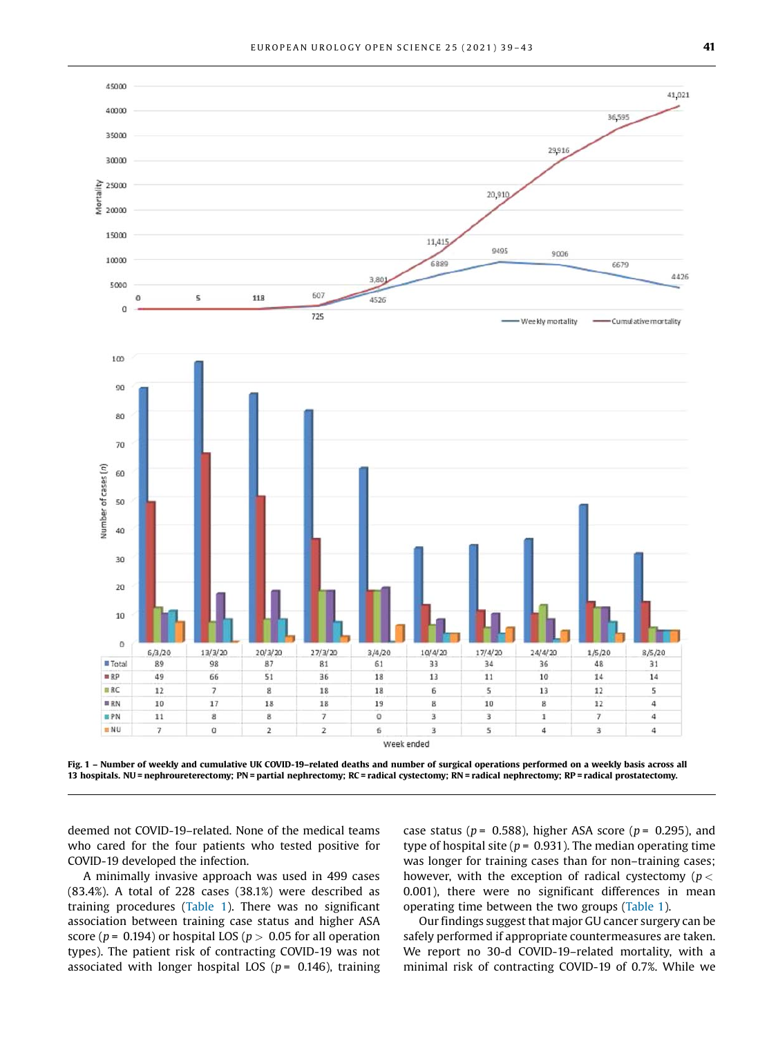| | 6/3/20 | 13/3/20 | 20/3/20 | 27/3/20 | 3/4/20 | 10/4/20 | 17/4/20 | 24/4/20 | 1/5/20 | 8/5/20 |
|---|---|---|---|---|---|---|---|---|---|---|
| Total | 89 | 98 | 87 | 81 | 61 | 33 | 34 | 36 | 48 | 31 |
| RP | 49 | 66 | 51 | 36 | 18 | 13 | 11 | 10 | 14 | 14 |
| RC | 12 | 7 | 8 | 18 | 18 | 6 | 5 | 13 | 12 | 5 |
| RN | 10 | 17 | 18 | 18 | 19 | 8 | 10 | 8 | 12 | 4 |
| PN | 11 | 8 | 8 | 7 | 0 | 3 | 3 | 1 | 7 | 4 |
| NU | 7 | 0 | 2 | 2 | 6 | 3 | 5 | 4 | 3 | 4 |

Week ended

**Fig. 1 – Number of weekly and cumulative UK COVID-19–related deaths and number of surgical operations performed on a weekly basis across all 13 hospitals. NU = nephroureterectomy; PN = partial nephrectomy; RC = radical cystectomy; RN = radical nephrectomy; RP = radical prostatectomy.**

deemed not COVID-19–related. None of the medical teams who cared for the four patients who tested positive for COVID-19 developed the infection.

A minimally invasive approach was used in 499 cases (83.4%). A total of 228 cases (38.1%) were described as training procedures (Table 1). There was no significant association between training case status and higher ASA score ($p$ = 0.194) or hospital LOS ($p > 0.05$ for all operation types). The patient risk of contracting COVID-19 was not associated with longer hospital LOS ($p$ = 0.146), training case status ($p$ = 0.588), higher ASA score ($p$ = 0.295), and type of hospital site ($p$ = 0.931). The median operating time was longer for training cases than for non–training cases; however, with the exception of radical cystectomy ($p < 0.001$), there were no significant differences in mean operating time between the two groups (Table 1).

Our findings suggest that major GU cancer surgery can be safely performed if appropriate countermeasures are taken. We report no 30-d COVID-19–related mortality, with a minimal risk of contracting COVID-19 of 0.7%. While we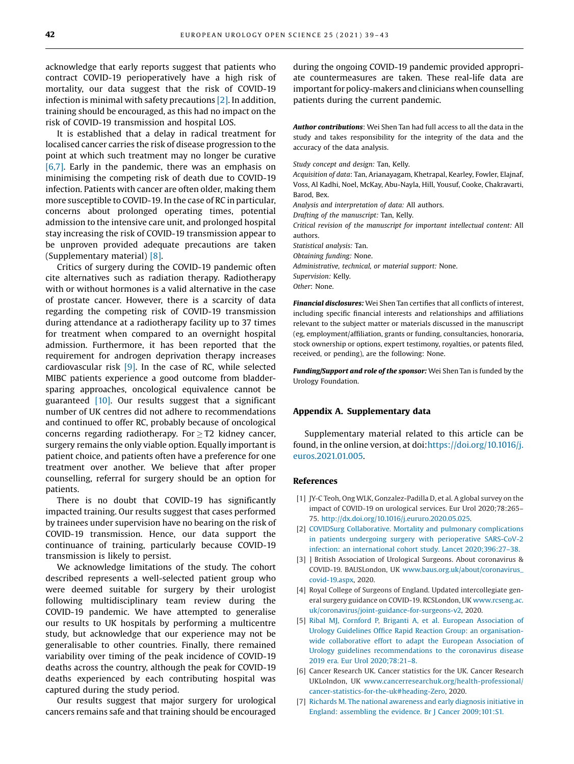acknowledge that early reports suggest that patients who contract COVID-19 perioperatively have a high risk of mortality, our data suggest that the risk of COVID-19 infection is minimal with safety precautions [2]. In addition, training should be encouraged, as this had no impact on the risk of COVID-19 transmission and hospital LOS.

It is established that a delay in radical treatment for localised cancer carries the risk of disease progression to the point at which such treatment may no longer be curative [6,7]. Early in the pandemic, there was an emphasis on minimising the competing risk of death due to COVID-19 infection. Patients with cancer are often older, making them more susceptible to COVID-19. In the case of RC in particular, concerns about prolonged operating times, potential admission to the intensive care unit, and prolonged hospital stay increasing the risk of COVID-19 transmission appear to be unproven provided adequate precautions are taken (Supplementary material) [8].

Critics of surgery during the COVID-19 pandemic often cite alternatives such as radiation therapy. Radiotherapy with or without hormones is a valid alternative in the case of prostate cancer. However, there is a scarcity of data regarding the competing risk of COVID-19 transmission during attendance at a radiotherapy facility up to 37 times for treatment when compared to an overnight hospital admission. Furthermore, it has been reported that the requirement for androgen deprivation therapy increases cardiovascular risk [9]. In the case of RC, while selected MIBC patients experience a good outcome from bladder-sparing approaches, oncological equivalence cannot be guaranteed [10]. Our results suggest that a significant number of UK centres did not adhere to recommendations and continued to offer RC, probably because of oncological concerns regarding radiotherapy. For $\geq$T2 kidney cancer, surgery remains the only viable option. Equally important is patient choice, and patients often have a preference for one treatment over another. We believe that after proper counselling, referral for surgery should be an option for patients.

There is no doubt that COVID-19 has significantly impacted training. Our results suggest that cases performed by trainees under supervision have no bearing on the risk of COVID-19 transmission. Hence, our data support the continuance of training, particularly because COVID-19 transmission is likely to persist.

We acknowledge limitations of the study. The cohort described represents a well-selected patient group who were deemed suitable for surgery by their urologist following multidisciplinary team review during the COVID-19 pandemic. We have attempted to generalise our results to UK hospitals by performing a multicentre study, but acknowledge that our experience may not be generalisable to other countries. Finally, there remained variability over timing of the peak incidence of COVID-19 deaths across the country, although the peak for COVID-19 deaths experienced by each contributing hospital was captured during the study period.

Our results suggest that major surgery for urological cancers remains safe and that training should be encouraged during the ongoing COVID-19 pandemic provided appropriate countermeasures are taken. These real-life data are important for policy-makers and clinicians when counselling patients during the current pandemic.

***Author contributions***: Wei Shen Tan had full access to all the data in the study and takes responsibility for the integrity of the data and the accuracy of the data analysis.

*Study concept and design:* Tan, Kelly.
*Acquisition of data:* Tan, Arianayagam, Khetrapal, Kearley, Fowler, Elajnaf, Voss, Al Kadhi, Noel, McKay, Abu-Nayla, Hill, Yousuf, Cooke, Chakravarti, Barod, Bex.
*Analysis and interpretation of data:* All authors.
*Drafting of the manuscript:* Tan, Kelly.
*Critical revision of the manuscript for important intellectual content:* All authors.
*Statistical analysis:* Tan.
*Obtaining funding:* None.
*Administrative, technical, or material support:* None.
*Supervision:* Kelly.
*Other*: None.

***Financial disclosures:*** Wei Shen Tan certifies that all conflicts of interest, including specific financial interests and relationships and affiliations relevant to the subject matter or materials discussed in the manuscript (eg, employment/affiliation, grants or funding, consultancies, honoraria, stock ownership or options, expert testimony, royalties, or patents filed, received, or pending), are the following: None.

***Funding/Support and role of the sponsor:*** Wei Shen Tan is funded by the Urology Foundation.

## Appendix A. Supplementary data

Supplementary material related to this article can be found, in the online version, at doi:https://doi.org/10.1016/j.euros.2021.01.005.

## References

[1] JY-C Teoh, Ong WLK, Gonzalez-Padilla D, et al. A global survey on the impact of COVID-19 on urological services. Eur Urol 2020;78:265–75. http://dx.doi.org/10.1016/j.eururo.2020.05.025.

[2] COVIDSurg Collaborative. Mortality and pulmonary complications in patients undergoing surgery with perioperative SARS-CoV-2 infection: an international cohort study. Lancet 2020;396:27–38.

[3] ] British Association of Urological Surgeons. About coronavirus & COVID-19. BAUSLondon, UK www.baus.org.uk/about/coronavirus_covid-19.aspx, 2020.

[4] Royal College of Surgeons of England. Updated intercollegiate general surgery guidance on COVID-19. RCSLondon, UK www.rcseng.ac.uk/coronavirus/joint-guidance-for-surgeons-v2, 2020.

[5] Ribal MJ, Cornford P, Briganti A, et al. European Association of Urology Guidelines Office Rapid Reaction Group: an organisation-wide collaborative effort to adapt the European Association of Urology guidelines recommendations to the coronavirus disease 2019 era. Eur Urol 2020;78:21–8.

[6] Cancer Research UK. Cancer statistics for the UK. Cancer Research UKLolndon, UK www.cancerresearchuk.org/health-professional/cancer-statistics-for-the-uk#heading-Zero, 2020.

[7] Richards M. The national awareness and early diagnosis initiative in England: assembling the evidence. Br J Cancer 2009;101:S1.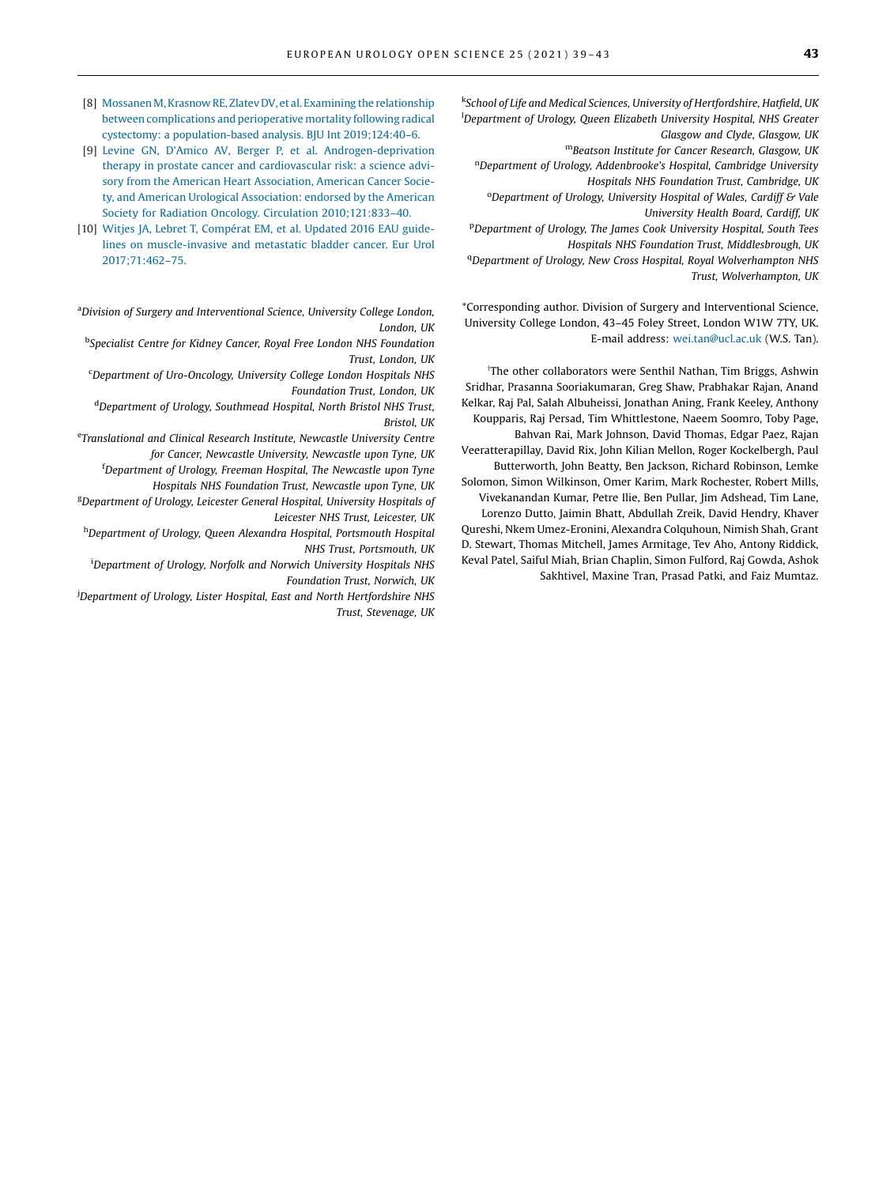[8] Mossanen M, Krasnow RE, Zlatev DV, et al. Examining the relationship between complications and perioperative mortality following radical cystectomy: a population-based analysis. BJU Int 2019;124:40–6.

[9] Levine GN, D'Amico AV, Berger P, et al. Androgen-deprivation therapy in prostate cancer and cardiovascular risk: a science advisory from the American Heart Association, American Cancer Society, and American Urological Association: endorsed by the American Society for Radiation Oncology. Circulation 2010;121:833–40.

[10] Witjes JA, Lebret T, Compérat EM, et al. Updated 2016 EAU guidelines on muscle-invasive and metastatic bladder cancer. Eur Urol 2017;71:462–75.

[a] *Division of Surgery and Interventional Science, University College London, London, UK*

[b] *Specialist Centre for Kidney Cancer, Royal Free London NHS Foundation Trust, London, UK*

[c] *Department of Uro-Oncology, University College London Hospitals NHS Foundation Trust, London, UK*

[d] *Department of Urology, Southmead Hospital, North Bristol NHS Trust, Bristol, UK*

[e] *Translational and Clinical Research Institute, Newcastle University Centre for Cancer, Newcastle University, Newcastle upon Tyne, UK*

[f] *Department of Urology, Freeman Hospital, The Newcastle upon Tyne Hospitals NHS Foundation Trust, Newcastle upon Tyne, UK*

[g] *Department of Urology, Leicester General Hospital, University Hospitals of Leicester NHS Trust, Leicester, UK*

[h] *Department of Urology, Queen Alexandra Hospital, Portsmouth Hospital NHS Trust, Portsmouth, UK*

[i] *Department of Urology, Norfolk and Norwich University Hospitals NHS Foundation Trust, Norwich, UK*

[j] *Department of Urology, Lister Hospital, East and North Hertfordshire NHS Trust, Stevenage, UK*

[k] *School of Life and Medical Sciences, University of Hertfordshire, Hatfield, UK*

[l] *Department of Urology, Queen Elizabeth University Hospital, NHS Greater Glasgow and Clyde, Glasgow, UK*

[m] *Beatson Institute for Cancer Research, Glasgow, UK*

[n] *Department of Urology, Addenbrooke's Hospital, Cambridge University Hospitals NHS Foundation Trust, Cambridge, UK*

[o] *Department of Urology, University Hospital of Wales, Cardiff & Vale University Health Board, Cardiff, UK*

[p] *Department of Urology, The James Cook University Hospital, South Tees Hospitals NHS Foundation Trust, Middlesbrough, UK*

[q] *Department of Urology, New Cross Hospital, Royal Wolverhampton NHS Trust, Wolverhampton, UK*

*Corresponding author. Division of Surgery and Interventional Science, University College London, 43–45 Foley Street, London W1W 7TY, UK. E-mail address: wei.tan@ucl.ac.uk (W.S. Tan).

[i] The other collaborators were Senthil Nathan, Tim Briggs, Ashwin Sridhar, Prasanna Sooriakumaran, Greg Shaw, Prabhakar Rajan, Anand Kelkar, Raj Pal, Salah Albuheissi, Jonathan Aning, Frank Keeley, Anthony Koupparis, Raj Persad, Tim Whittlestone, Naeem Soomro, Toby Page, Bahvan Rai, Mark Johnson, David Thomas, Edgar Paez, Rajan Veeratterapillay, David Rix, John Kilian Mellon, Roger Kockelbergh, Paul Butterworth, John Beatty, Ben Jackson, Richard Robinson, Lemke Solomon, Simon Wilkinson, Omer Karim, Mark Rochester, Robert Mills, Vivekanandan Kumar, Petre Ilie, Ben Pullar, Jim Adshead, Tim Lane, Lorenzo Dutto, Jaimin Bhatt, Abdullah Zreik, David Hendry, Khaver Qureshi, Nkem Umez-Eronini, Alexandra Colquhoun, Nimish Shah, Grant D. Stewart, Thomas Mitchell, James Armitage, Tev Aho, Antony Riddick, Keval Patel, Saiful Miah, Brian Chaplin, Simon Fulford, Raj Gowda, Ashok Sakhtivel, Maxine Tran, Prasad Patki, and Faiz Mumtaz.